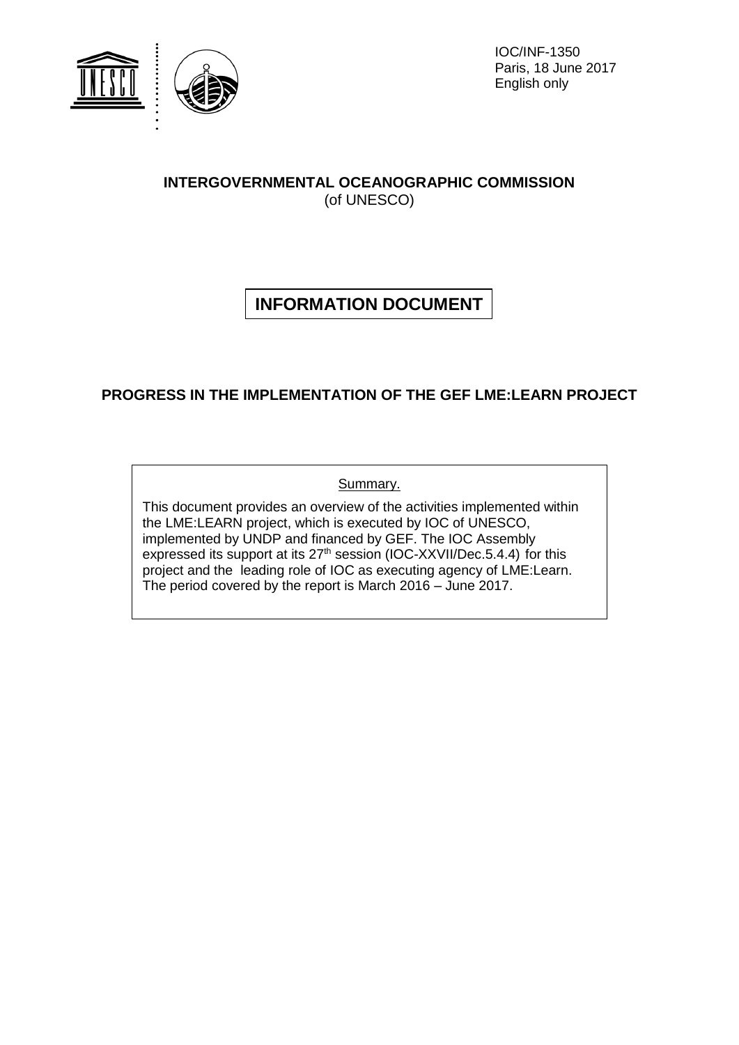IOC/INF-1350
Paris, 18 June 2017
English only

**INTERGOVERNMENTAL OCEANOGRAPHIC COMMISSION**
(of UNESCO)

# INFORMATION DOCUMENT

## PROGRESS IN THE IMPLEMENTATION OF THE GEF LME:LEARN PROJECT

Summary.

This document provides an overview of the activities implemented within the LME:LEARN project, which is executed by IOC of UNESCO, implemented by UNDP and financed by GEF. The IOC Assembly expressed its support at its 27th session (IOC-XXVII/Dec.5.4.4) for this project and the leading role of IOC as executing agency of LME:Learn. The period covered by the report is March 2016 – June 2017.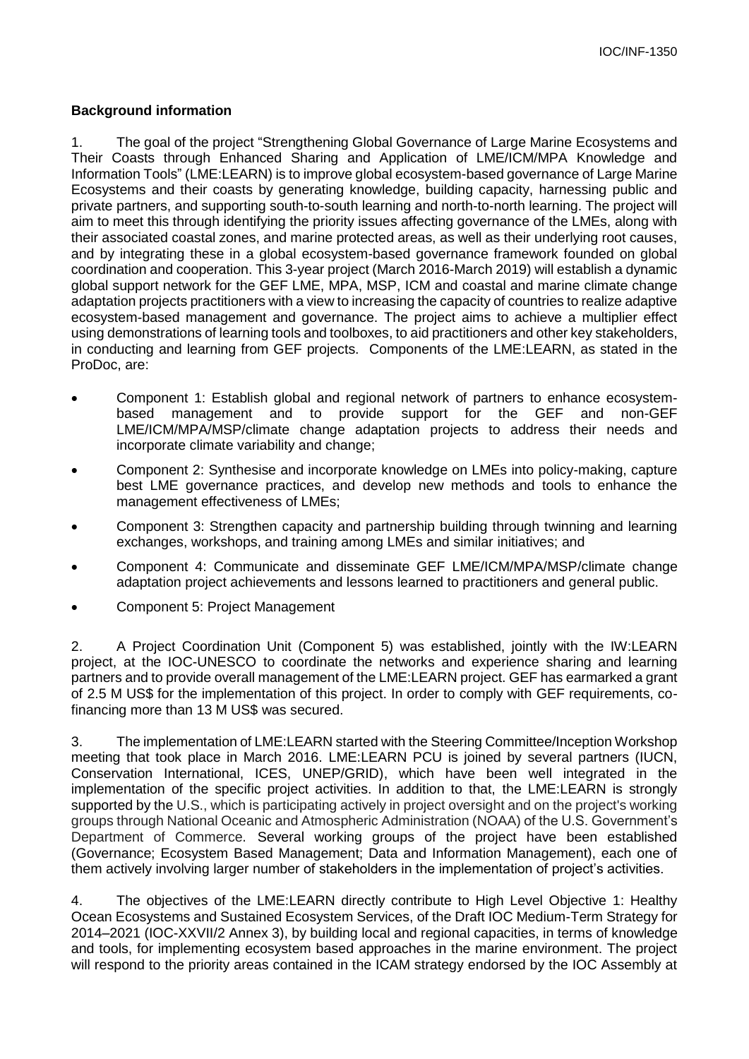**Background information**

1. The goal of the project "Strengthening Global Governance of Large Marine Ecosystems and Their Coasts through Enhanced Sharing and Application of LME/ICM/MPA Knowledge and Information Tools" (LME:LEARN) is to improve global ecosystem-based governance of Large Marine Ecosystems and their coasts by generating knowledge, building capacity, harnessing public and private partners, and supporting south-to-south learning and north-to-north learning. The project will aim to meet this through identifying the priority issues affecting governance of the LMEs, along with their associated coastal zones, and marine protected areas, as well as their underlying root causes, and by integrating these in a global ecosystem-based governance framework founded on global coordination and cooperation. This 3-year project (March 2016-March 2019) will establish a dynamic global support network for the GEF LME, MPA, MSP, ICM and coastal and marine climate change adaptation projects practitioners with a view to increasing the capacity of countries to realize adaptive ecosystem-based management and governance. The project aims to achieve a multiplier effect using demonstrations of learning tools and toolboxes, to aid practitioners and other key stakeholders, in conducting and learning from GEF projects. Components of the LME:LEARN, as stated in the ProDoc, are:

- Component 1: Establish global and regional network of partners to enhance ecosystem-based management and to provide support for the GEF and non-GEF LME/ICM/MPA/MSP/climate change adaptation projects to address their needs and incorporate climate variability and change;
- Component 2: Synthesise and incorporate knowledge on LMEs into policy-making, capture best LME governance practices, and develop new methods and tools to enhance the management effectiveness of LMEs;
- Component 3: Strengthen capacity and partnership building through twinning and learning exchanges, workshops, and training among LMEs and similar initiatives; and
- Component 4: Communicate and disseminate GEF LME/ICM/MPA/MSP/climate change adaptation project achievements and lessons learned to practitioners and general public.
- Component 5: Project Management

2. A Project Coordination Unit (Component 5) was established, jointly with the IW:LEARN project, at the IOC-UNESCO to coordinate the networks and experience sharing and learning partners and to provide overall management of the LME:LEARN project. GEF has earmarked a grant of 2.5 M US$ for the implementation of this project. In order to comply with GEF requirements, co-financing more than 13 M US$ was secured.

3. The implementation of LME:LEARN started with the Steering Committee/Inception Workshop meeting that took place in March 2016. LME:LEARN PCU is joined by several partners (IUCN, Conservation International, ICES, UNEP/GRID), which have been well integrated in the implementation of the specific project activities. In addition to that, the LME:LEARN is strongly supported by the U.S., which is participating actively in project oversight and on the project's working groups through National Oceanic and Atmospheric Administration (NOAA) of the U.S. Government's Department of Commerce. Several working groups of the project have been established (Governance; Ecosystem Based Management; Data and Information Management), each one of them actively involving larger number of stakeholders in the implementation of project's activities.

4. The objectives of the LME:LEARN directly contribute to High Level Objective 1: Healthy Ocean Ecosystems and Sustained Ecosystem Services, of the Draft IOC Medium-Term Strategy for 2014–2021 (IOC-XXVII/2 Annex 3), by building local and regional capacities, in terms of knowledge and tools, for implementing ecosystem based approaches in the marine environment. The project will respond to the priority areas contained in the ICAM strategy endorsed by the IOC Assembly at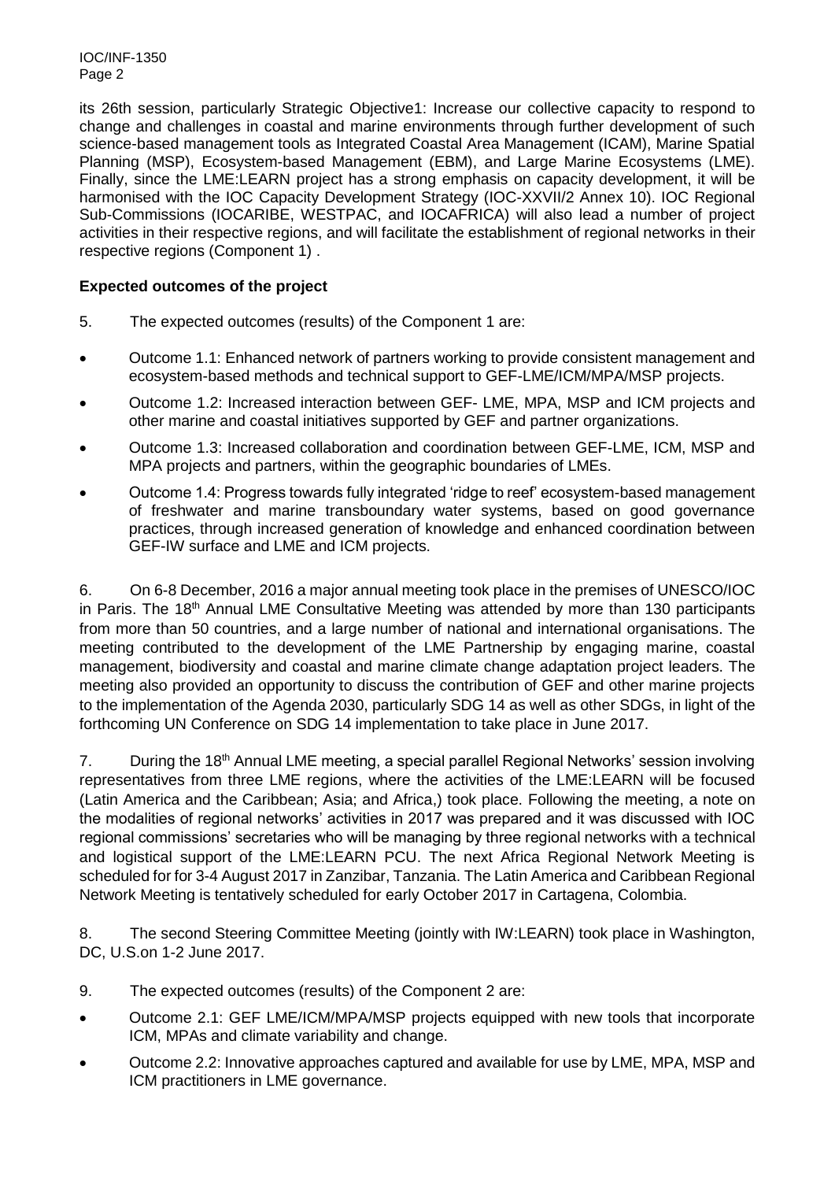its 26th session, particularly Strategic Objective1: Increase our collective capacity to respond to change and challenges in coastal and marine environments through further development of such science-based management tools as Integrated Coastal Area Management (ICAM), Marine Spatial Planning (MSP), Ecosystem-based Management (EBM), and Large Marine Ecosystems (LME). Finally, since the LME:LEARN project has a strong emphasis on capacity development, it will be harmonised with the IOC Capacity Development Strategy (IOC-XXVII/2 Annex 10). IOC Regional Sub-Commissions (IOCARIBE, WESTPAC, and IOCAFRICA) will also lead a number of project activities in their respective regions, and will facilitate the establishment of regional networks in their respective regions (Component 1) .

**Expected outcomes of the project**

5. The expected outcomes (results) of the Component 1 are:

- Outcome 1.1: Enhanced network of partners working to provide consistent management and ecosystem-based methods and technical support to GEF-LME/ICM/MPA/MSP projects.
- Outcome 1.2: Increased interaction between GEF- LME, MPA, MSP and ICM projects and other marine and coastal initiatives supported by GEF and partner organizations.
- Outcome 1.3: Increased collaboration and coordination between GEF-LME, ICM, MSP and MPA projects and partners, within the geographic boundaries of LMEs.
- Outcome 1.4: Progress towards fully integrated 'ridge to reef' ecosystem-based management of freshwater and marine transboundary water systems, based on good governance practices, through increased generation of knowledge and enhanced coordination between GEF-IW surface and LME and ICM projects.

6. On 6-8 December, 2016 a major annual meeting took place in the premises of UNESCO/IOC in Paris. The 18th Annual LME Consultative Meeting was attended by more than 130 participants from more than 50 countries, and a large number of national and international organisations. The meeting contributed to the development of the LME Partnership by engaging marine, coastal management, biodiversity and coastal and marine climate change adaptation project leaders. The meeting also provided an opportunity to discuss the contribution of GEF and other marine projects to the implementation of the Agenda 2030, particularly SDG 14 as well as other SDGs, in light of the forthcoming UN Conference on SDG 14 implementation to take place in June 2017.

7. During the 18th Annual LME meeting, a special parallel Regional Networks' session involving representatives from three LME regions, where the activities of the LME:LEARN will be focused (Latin America and the Caribbean; Asia; and Africa,) took place. Following the meeting, a note on the modalities of regional networks' activities in 2017 was prepared and it was discussed with IOC regional commissions' secretaries who will be managing by three regional networks with a technical and logistical support of the LME:LEARN PCU. The next Africa Regional Network Meeting is scheduled for for 3-4 August 2017 in Zanzibar, Tanzania. The Latin America and Caribbean Regional Network Meeting is tentatively scheduled for early October 2017 in Cartagena, Colombia.

8. The second Steering Committee Meeting (jointly with IW:LEARN) took place in Washington, DC, U.S.on 1-2 June 2017.

9. The expected outcomes (results) of the Component 2 are:

- Outcome 2.1: GEF LME/ICM/MPA/MSP projects equipped with new tools that incorporate ICM, MPAs and climate variability and change.
- Outcome 2.2: Innovative approaches captured and available for use by LME, MPA, MSP and ICM practitioners in LME governance.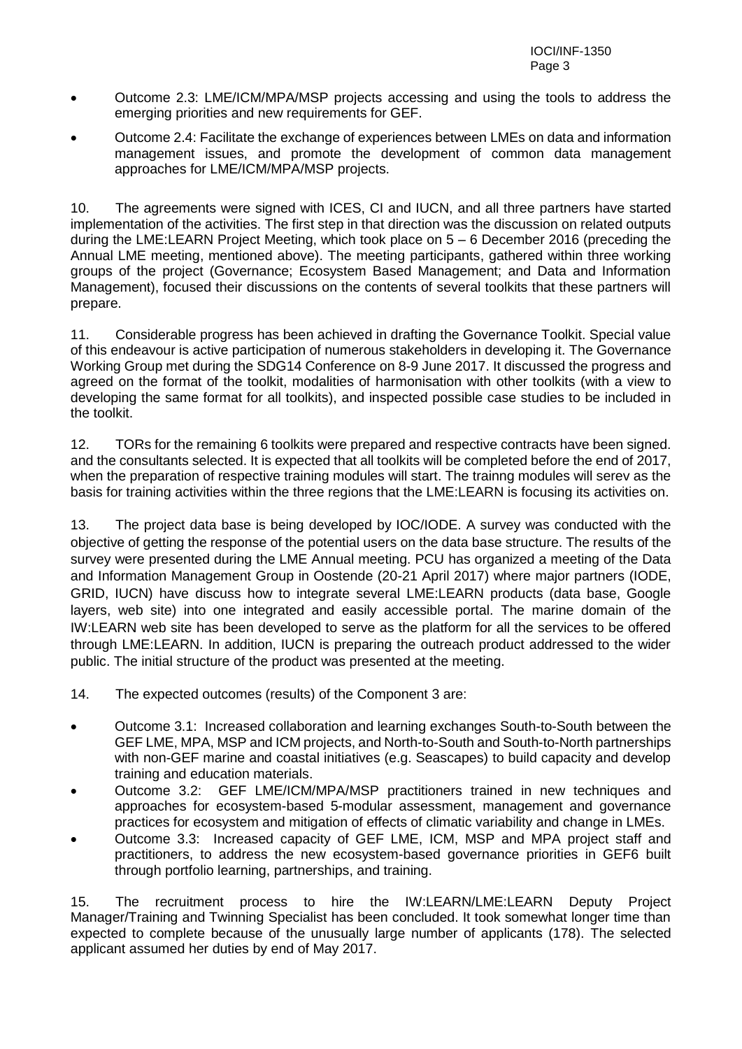- Outcome 2.3: LME/ICM/MPA/MSP projects accessing and using the tools to address the emerging priorities and new requirements for GEF.
- Outcome 2.4: Facilitate the exchange of experiences between LMEs on data and information management issues, and promote the development of common data management approaches for LME/ICM/MPA/MSP projects.

10. The agreements were signed with ICES, CI and IUCN, and all three partners have started implementation of the activities. The first step in that direction was the discussion on related outputs during the LME:LEARN Project Meeting, which took place on 5 – 6 December 2016 (preceding the Annual LME meeting, mentioned above). The meeting participants, gathered within three working groups of the project (Governance; Ecosystem Based Management; and Data and Information Management), focused their discussions on the contents of several toolkits that these partners will prepare.

11. Considerable progress has been achieved in drafting the Governance Toolkit. Special value of this endeavour is active participation of numerous stakeholders in developing it. The Governance Working Group met during the SDG14 Conference on 8-9 June 2017. It discussed the progress and agreed on the format of the toolkit, modalities of harmonisation with other toolkits (with a view to developing the same format for all toolkits), and inspected possible case studies to be included in the toolkit.

12. TORs for the remaining 6 toolkits were prepared and respective contracts have been signed. and the consultants selected. It is expected that all toolkits will be completed before the end of 2017, when the preparation of respective training modules will start. The trainng modules will serev as the basis for training activities within the three regions that the LME:LEARN is focusing its activities on.

13. The project data base is being developed by IOC/IODE. A survey was conducted with the objective of getting the response of the potential users on the data base structure. The results of the survey were presented during the LME Annual meeting. PCU has organized a meeting of the Data and Information Management Group in Oostende (20-21 April 2017) where major partners (IODE, GRID, IUCN) have discuss how to integrate several LME:LEARN products (data base, Google layers, web site) into one integrated and easily accessible portal. The marine domain of the IW:LEARN web site has been developed to serve as the platform for all the services to be offered through LME:LEARN. In addition, IUCN is preparing the outreach product addressed to the wider public. The initial structure of the product was presented at the meeting.

14. The expected outcomes (results) of the Component 3 are:

- Outcome 3.1: Increased collaboration and learning exchanges South-to-South between the GEF LME, MPA, MSP and ICM projects, and North-to-South and South-to-North partnerships with non-GEF marine and coastal initiatives (e.g. Seascapes) to build capacity and develop training and education materials.
- Outcome 3.2: GEF LME/ICM/MPA/MSP practitioners trained in new techniques and approaches for ecosystem-based 5-modular assessment, management and governance practices for ecosystem and mitigation of effects of climatic variability and change in LMEs.
- Outcome 3.3: Increased capacity of GEF LME, ICM, MSP and MPA project staff and practitioners, to address the new ecosystem-based governance priorities in GEF6 built through portfolio learning, partnerships, and training.

15. The recruitment process to hire the IW:LEARN/LME:LEARN Deputy Project Manager/Training and Twinning Specialist has been concluded. It took somewhat longer time than expected to complete because of the unusually large number of applicants (178). The selected applicant assumed her duties by end of May 2017.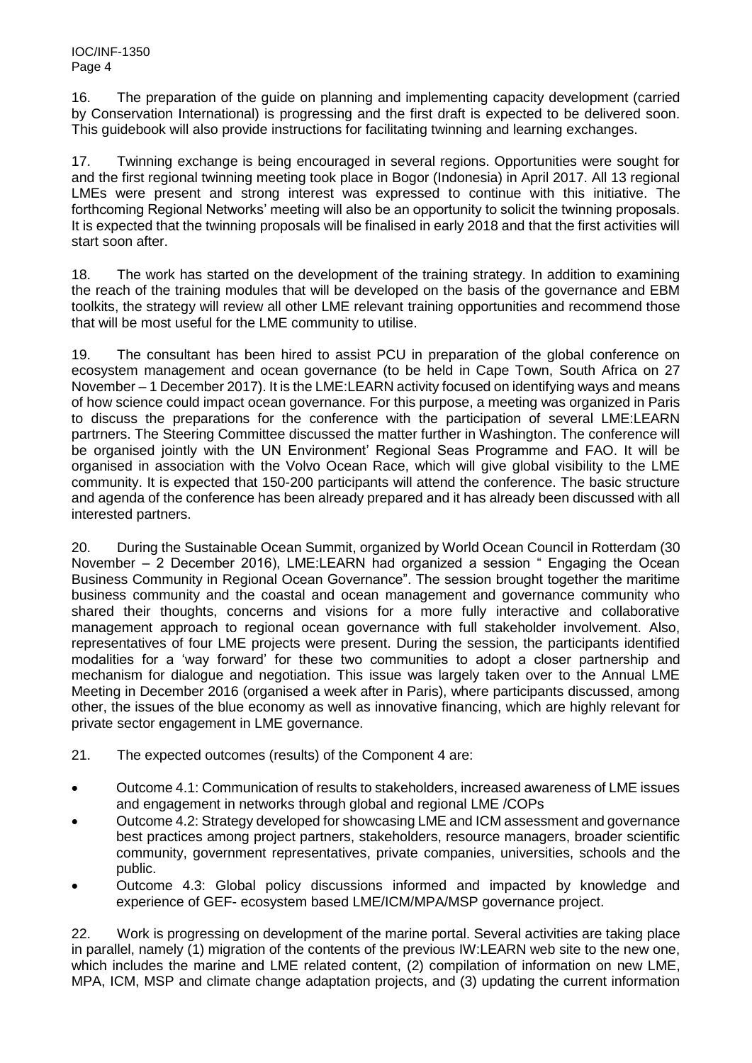16. The preparation of the guide on planning and implementing capacity development (carried by Conservation International) is progressing and the first draft is expected to be delivered soon. This guidebook will also provide instructions for facilitating twinning and learning exchanges.

17. Twinning exchange is being encouraged in several regions. Opportunities were sought for and the first regional twinning meeting took place in Bogor (Indonesia) in April 2017. All 13 regional LMEs were present and strong interest was expressed to continue with this initiative. The forthcoming Regional Networks' meeting will also be an opportunity to solicit the twinning proposals. It is expected that the twinning proposals will be finalised in early 2018 and that the first activities will start soon after.

18. The work has started on the development of the training strategy. In addition to examining the reach of the training modules that will be developed on the basis of the governance and EBM toolkits, the strategy will review all other LME relevant training opportunities and recommend those that will be most useful for the LME community to utilise.

19. The consultant has been hired to assist PCU in preparation of the global conference on ecosystem management and ocean governance (to be held in Cape Town, South Africa on 27 November – 1 December 2017). It is the LME:LEARN activity focused on identifying ways and means of how science could impact ocean governance. For this purpose, a meeting was organized in Paris to discuss the preparations for the conference with the participation of several LME:LEARN partrners. The Steering Committee discussed the matter further in Washington. The conference will be organised jointly with the UN Environment' Regional Seas Programme and FAO. It will be organised in association with the Volvo Ocean Race, which will give global visibility to the LME community. It is expected that 150-200 participants will attend the conference. The basic structure and agenda of the conference has been already prepared and it has already been discussed with all interested partners.

20. During the Sustainable Ocean Summit, organized by World Ocean Council in Rotterdam (30 November – 2 December 2016), LME:LEARN had organized a session " Engaging the Ocean Business Community in Regional Ocean Governance". The session brought together the maritime business community and the coastal and ocean management and governance community who shared their thoughts, concerns and visions for a more fully interactive and collaborative management approach to regional ocean governance with full stakeholder involvement. Also, representatives of four LME projects were present. During the session, the participants identified modalities for a 'way forward' for these two communities to adopt a closer partnership and mechanism for dialogue and negotiation. This issue was largely taken over to the Annual LME Meeting in December 2016 (organised a week after in Paris), where participants discussed, among other, the issues of the blue economy as well as innovative financing, which are highly relevant for private sector engagement in LME governance.

21. The expected outcomes (results) of the Component 4 are:

- Outcome 4.1: Communication of results to stakeholders, increased awareness of LME issues and engagement in networks through global and regional LME /COPs
- Outcome 4.2: Strategy developed for showcasing LME and ICM assessment and governance best practices among project partners, stakeholders, resource managers, broader scientific community, government representatives, private companies, universities, schools and the public.
- Outcome 4.3: Global policy discussions informed and impacted by knowledge and experience of GEF- ecosystem based LME/ICM/MPA/MSP governance project.

22. Work is progressing on development of the marine portal. Several activities are taking place in parallel, namely (1) migration of the contents of the previous IW:LEARN web site to the new one, which includes the marine and LME related content, (2) compilation of information on new LME, MPA, ICM, MSP and climate change adaptation projects, and (3) updating the current information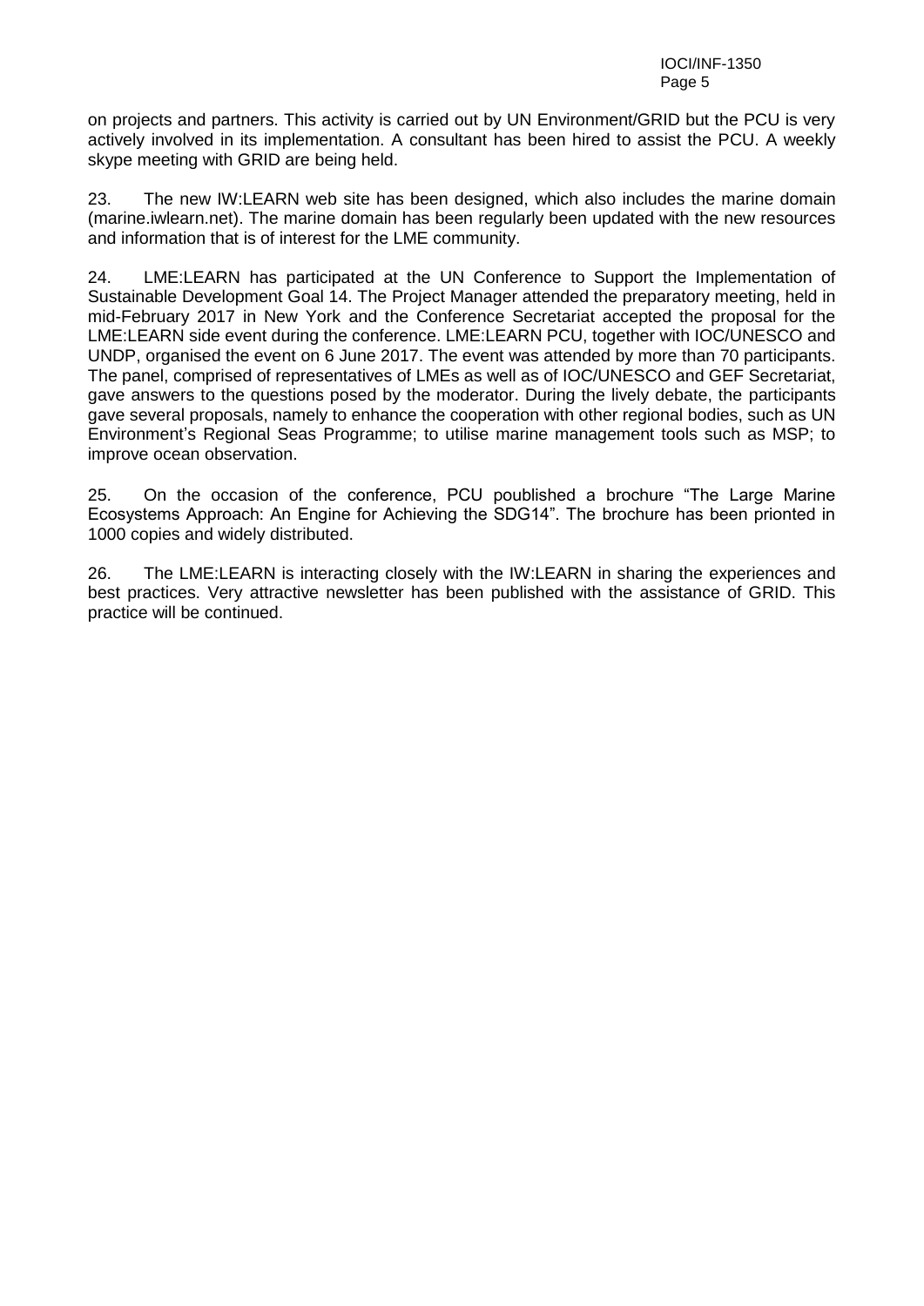on projects and partners. This activity is carried out by UN Environment/GRID but the PCU is very actively involved in its implementation. A consultant has been hired to assist the PCU. A weekly skype meeting with GRID are being held.

23. The new IW:LEARN web site has been designed, which also includes the marine domain (marine.iwlearn.net). The marine domain has been regularly been updated with the new resources and information that is of interest for the LME community.

24. LME:LEARN has participated at the UN Conference to Support the Implementation of Sustainable Development Goal 14. The Project Manager attended the preparatory meeting, held in mid-February 2017 in New York and the Conference Secretariat accepted the proposal for the LME:LEARN side event during the conference. LME:LEARN PCU, together with IOC/UNESCO and UNDP, organised the event on 6 June 2017. The event was attended by more than 70 participants. The panel, comprised of representatives of LMEs as well as of IOC/UNESCO and GEF Secretariat, gave answers to the questions posed by the moderator. During the lively debate, the participants gave several proposals, namely to enhance the cooperation with other regional bodies, such as UN Environment's Regional Seas Programme; to utilise marine management tools such as MSP; to improve ocean observation.

25. On the occasion of the conference, PCU poublished a brochure "The Large Marine Ecosystems Approach: An Engine for Achieving the SDG14". The brochure has been prionted in 1000 copies and widely distributed.

26. The LME:LEARN is interacting closely with the IW:LEARN in sharing the experiences and best practices. Very attractive newsletter has been published with the assistance of GRID. This practice will be continued.